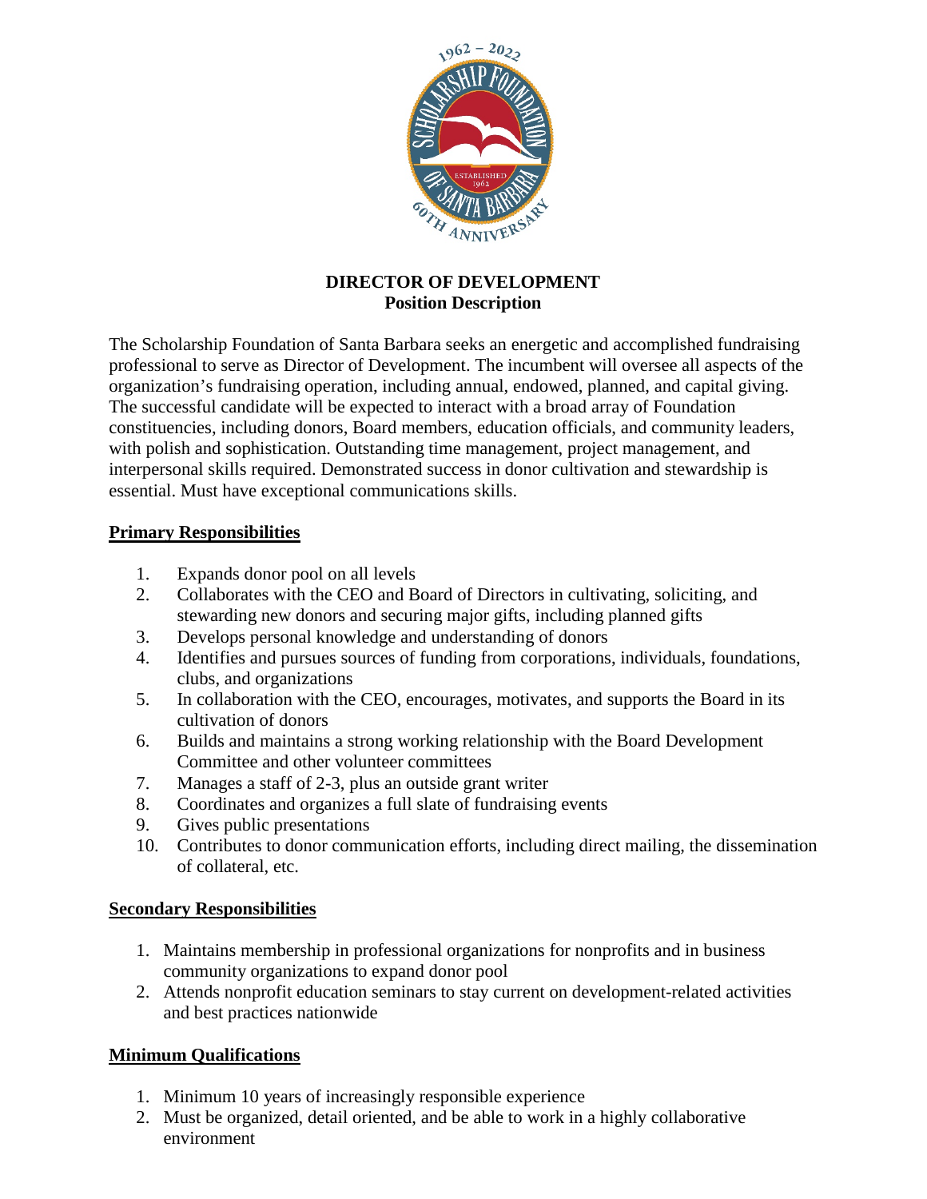# DIRECTOR OF DEVELOPMENT
## Position Description

The Scholarship Foundation of Santa Barbara seeks an energetic and accomplished fundraising professional to serve as Director of Development. The incumbent will oversee all aspects of the organization's fundraising operation, including annual, endowed, planned, and capital giving. The successful candidate will be expected to interact with a broad array of Foundation constituencies, including donors, Board members, education officials, and community leaders, with polish and sophistication. Outstanding time management, project management, and interpersonal skills required. Demonstrated success in donor cultivation and stewardship is essential. Must have exceptional communications skills.

### Primary Responsibilities

1. Expands donor pool on all levels
2. Collaborates with the CEO and Board of Directors in cultivating, soliciting, and stewarding new donors and securing major gifts, including planned gifts
3. Develops personal knowledge and understanding of donors
4. Identifies and pursues sources of funding from corporations, individuals, foundations, clubs, and organizations
5. In collaboration with the CEO, encourages, motivates, and supports the Board in its cultivation of donors
6. Builds and maintains a strong working relationship with the Board Development Committee and other volunteer committees
7. Manages a staff of 2-3, plus an outside grant writer
8. Coordinates and organizes a full slate of fundraising events
9. Gives public presentations
10. Contributes to donor communication efforts, including direct mailing, the dissemination of collateral, etc.

### Secondary Responsibilities

1. Maintains membership in professional organizations for nonprofits and in business community organizations to expand donor pool
2. Attends nonprofit education seminars to stay current on development-related activities and best practices nationwide

### Minimum Qualifications

1. Minimum 10 years of increasingly responsible experience
2. Must be organized, detail oriented, and be able to work in a highly collaborative environment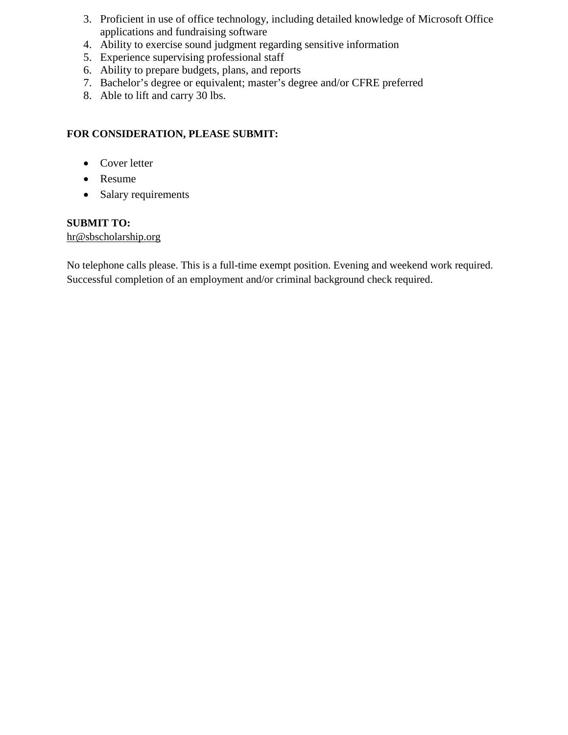3. Proficient in use of office technology, including detailed knowledge of Microsoft Office applications and fundraising software
4. Ability to exercise sound judgment regarding sensitive information
5. Experience supervising professional staff
6. Ability to prepare budgets, plans, and reports
7. Bachelor's degree or equivalent; master's degree and/or CFRE preferred
8. Able to lift and carry 30 lbs.

**FOR CONSIDERATION, PLEASE SUBMIT:**

- Cover letter
- Resume
- Salary requirements

**SUBMIT TO:**
hr@sbscholarship.org

No telephone calls please. This is a full-time exempt position. Evening and weekend work required. Successful completion of an employment and/or criminal background check required.